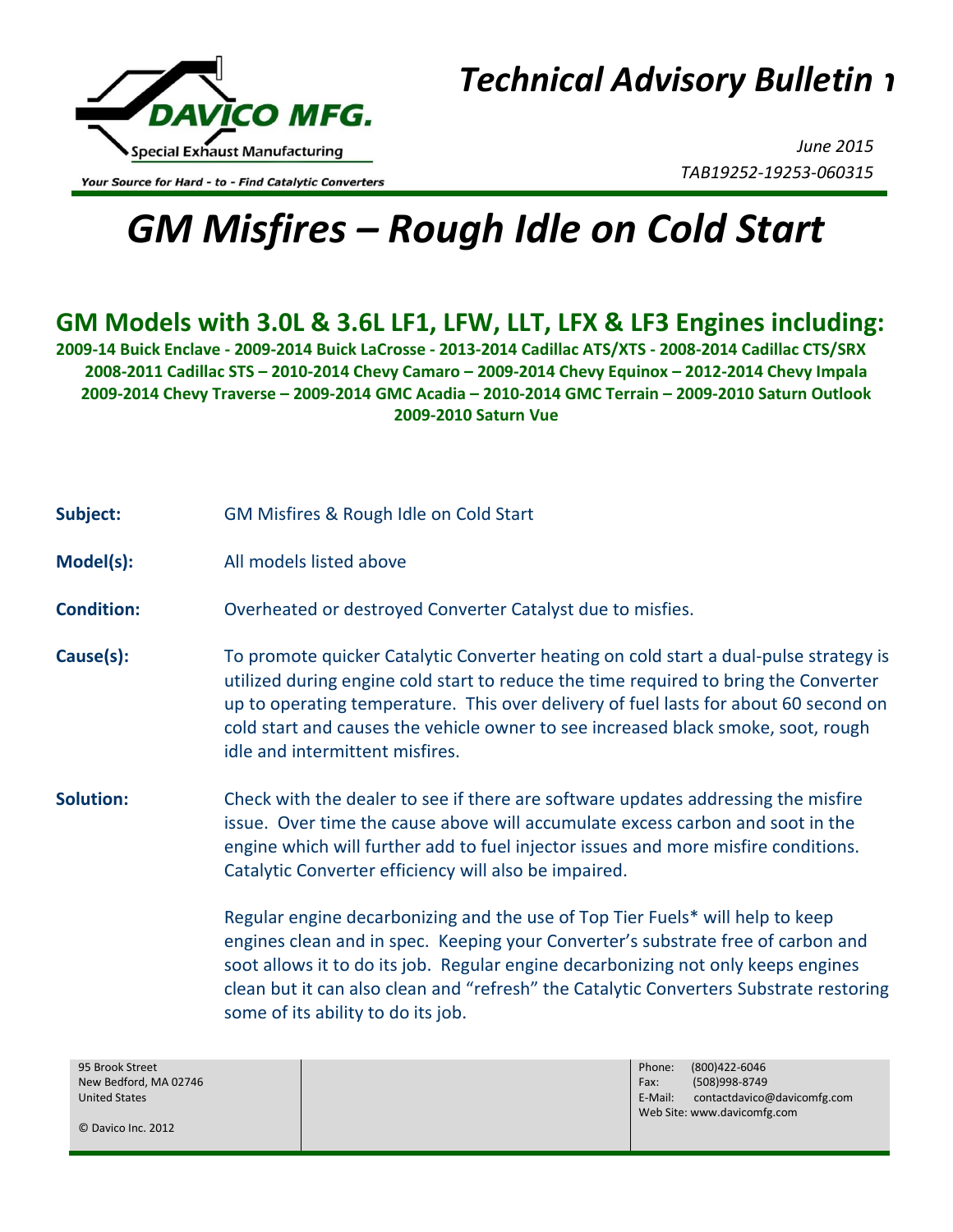**DAVICO MFG.**

Special Exhaust Manufacturing

*Your Source for Hard - to - Find Catalytic Converters*

# *Technical Advisory Bulletin*

*June 2015*

*TAB19252-19253-060315*

# *GM Misfires – Rough Idle on Cold Start*

## GM Models with 3.0L & 3.6L LF1, LFW, LLT, LFX & LF3 Engines including:

**2009-14 Buick Enclave - 2009-2014 Buick LaCrosse - 2013-2014 Cadillac ATS/XTS - 2008-2014 Cadillac CTS/SRX 2008-2011 Cadillac STS – 2010-2014 Chevy Camaro – 2009-2014 Chevy Equinox – 2012-2014 Chevy Impala 2009-2014 Chevy Traverse – 2009-2014 GMC Acadia – 2010-2014 GMC Terrain – 2009-2010 Saturn Outlook 2009-2010 Saturn Vue**

**Subject:** GM Misfires & Rough Idle on Cold Start

**Model(s):** All models listed above

**Condition:** Overheated or destroyed Converter Catalyst due to misfies.

**Cause(s):** To promote quicker Catalytic Converter heating on cold start a dual-pulse strategy is utilized during engine cold start to reduce the time required to bring the Converter up to operating temperature. This over delivery of fuel lasts for about 60 second on cold start and causes the vehicle owner to see increased black smoke, soot, rough idle and intermittent misfires.

**Solution:** Check with the dealer to see if there are software updates addressing the misfire issue. Over time the cause above will accumulate excess carbon and soot in the engine which will further add to fuel injector issues and more misfire conditions. Catalytic Converter efficiency will also be impaired.

Regular engine decarbonizing and the use of Top Tier Fuels* will help to keep engines clean and in spec. Keeping your Converter's substrate free of carbon and soot allows it to do its job. Regular engine decarbonizing not only keeps engines clean but it can also clean and "refresh" the Catalytic Converters Substrate restoring some of its ability to do its job.

95 Brook Street
New Bedford, MA 02746
United States

© Davico Inc. 2012

Phone: (800)422-6046
Fax: (508)998-8749
E-Mail: contactdavico@davicomfg.com
Web Site: www.davicomfg.com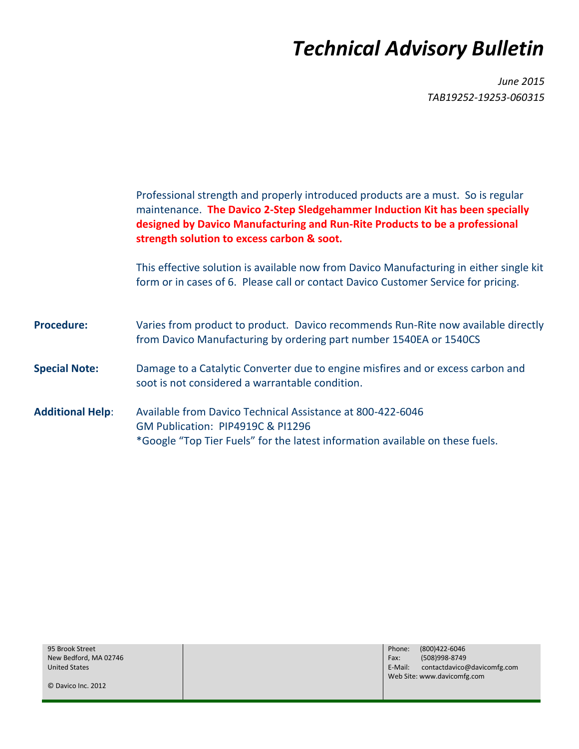# *Technical Advisory Bulletin*

*June 2015*
*TAB19252-19253-060315*

Professional strength and properly introduced products are a must. So is regular maintenance. **The Davico 2-Step Sledgehammer Induction Kit has been specially designed by Davico Manufacturing and Run-Rite Products to be a professional strength solution to excess carbon & soot.**

This effective solution is available now from Davico Manufacturing in either single kit form or in cases of 6. Please call or contact Davico Customer Service for pricing.

**Procedure:** Varies from product to product. Davico recommends Run-Rite now available directly from Davico Manufacturing by ordering part number 1540EA or 1540CS

**Special Note:** Damage to a Catalytic Converter due to engine misfires and or excess carbon and soot is not considered a warrantable condition.

**Additional Help**: Available from Davico Technical Assistance at 800-422-6046
GM Publication: PIP4919C & PI1296
*Google “Top Tier Fuels” for the latest information available on these fuels.

95 Brook Street
New Bedford, MA 02746
United States

© Davico Inc. 2012

Phone: (800)422-6046
Fax: (508)998-8749
E-Mail: contactdavico@davicomfg.com
Web Site: www.davicomfg.com